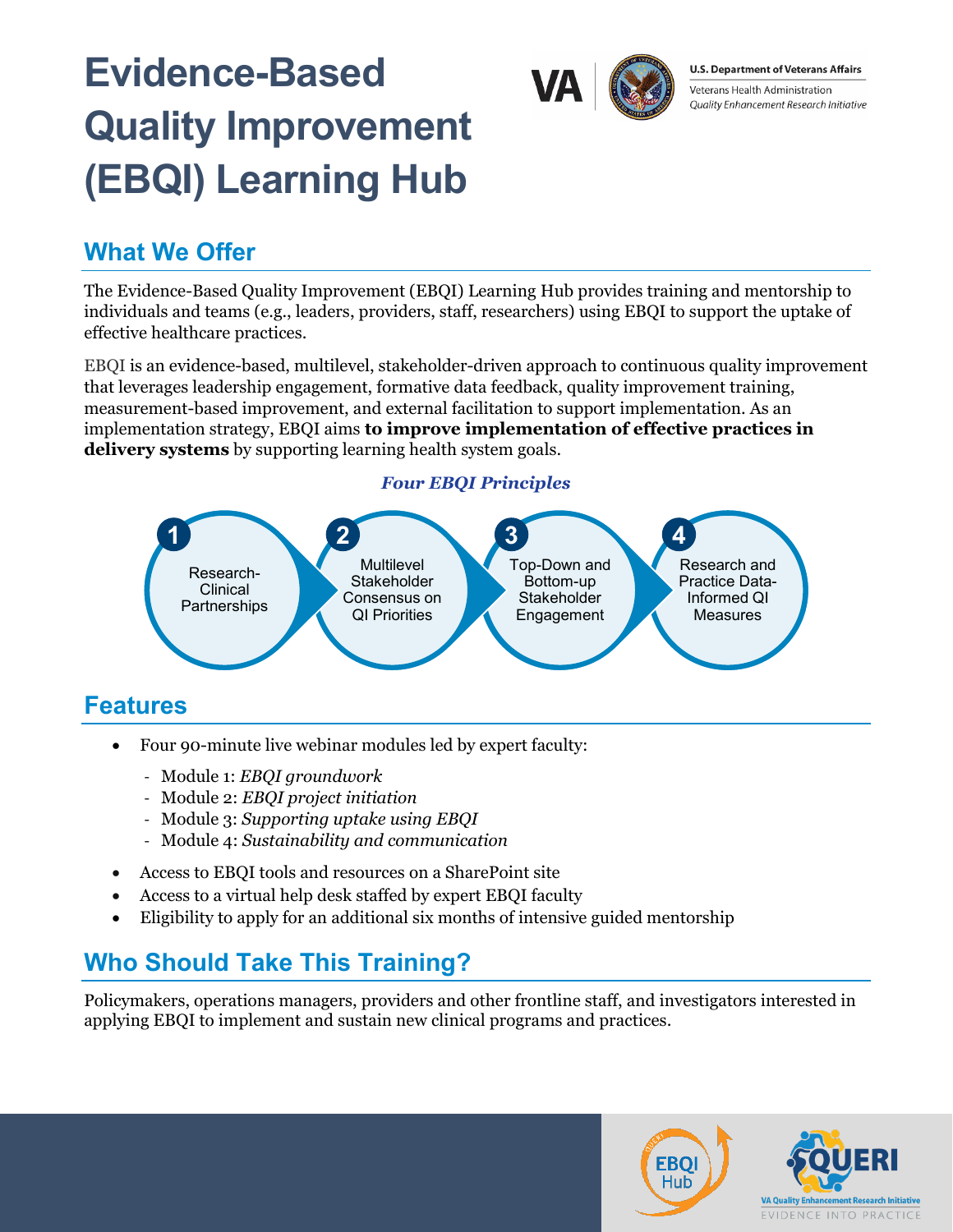# Evidence-Based Quality Improvement (EBQI) Learning Hub

U.S. Department of Veterans Affairs
Veterans Health Administration
*Quality Enhancement Research Initiative*

## What We Offer

The Evidence-Based Quality Improvement (EBQI) Learning Hub provides training and mentorship to individuals and teams (e.g., leaders, providers, staff, researchers) using EBQI to support the uptake of effective healthcare practices.

EBQI is an evidence-based, multilevel, stakeholder-driven approach to continuous quality improvement that leverages leadership engagement, formative data feedback, quality improvement training, measurement-based improvement, and external facilitation to support implementation. As an implementation strategy, EBQI aims **to improve implementation of effective practices in delivery systems** by supporting learning health system goals.

***Four EBQI Principles***

1. Research-Clinical Partnerships
2. Multilevel Stakeholder Consensus on QI Priorities
3. Top-Down and Bottom-up Stakeholder Engagement
4. Research and Practice Data-Informed QI Measures

## Features

- Four 90-minute live webinar modules led by expert faculty:
  - Module 1: *EBQI groundwork*
  - Module 2: *EBQI project initiation*
  - Module 3: *Supporting uptake using EBQI*
  - Module 4: *Sustainability and communication*
- Access to EBQI tools and resources on a SharePoint site
- Access to a virtual help desk staffed by expert EBQI faculty
- Eligibility to apply for an additional six months of intensive guided mentorship

## Who Should Take This Training?

Policymakers, operations managers, providers and other frontline staff, and investigators interested in applying EBQI to implement and sustain new clinical programs and practices.

EBQI Hub

QUERI
VA Quality Enhancement Research Initiative
EVIDENCE INTO PRACTICE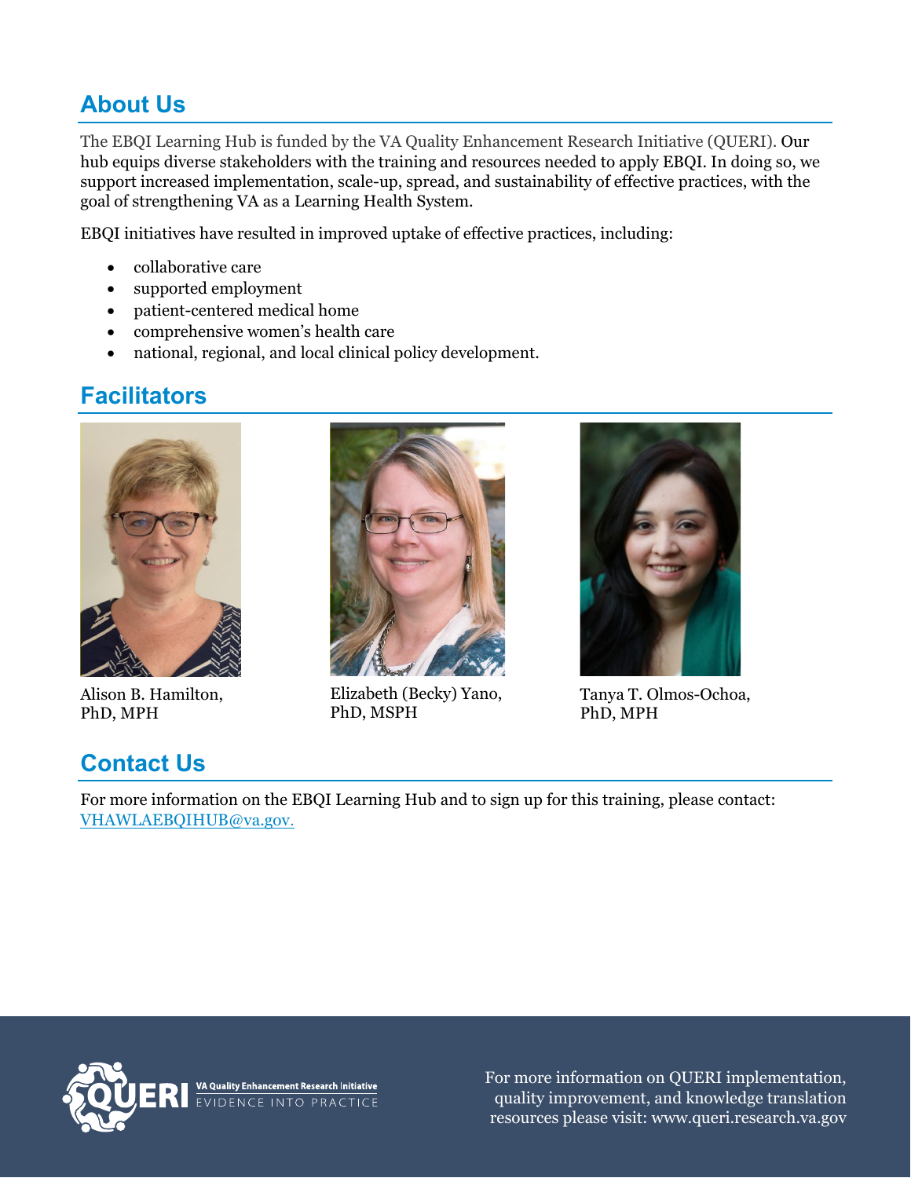## About Us

The EBQI Learning Hub is funded by the VA Quality Enhancement Research Initiative (QUERI). Our hub equips diverse stakeholders with the training and resources needed to apply EBQI. In doing so, we support increased implementation, scale-up, spread, and sustainability of effective practices, with the goal of strengthening VA as a Learning Health System.

EBQI initiatives have resulted in improved uptake of effective practices, including:

- collaborative care
- supported employment
- patient-centered medical home
- comprehensive women's health care
- national, regional, and local clinical policy development.

## Facilitators

Alison B. Hamilton, PhD, MPH

Elizabeth (Becky) Yano, PhD, MSPH

Tanya T. Olmos-Ochoa, PhD, MPH

## Contact Us

For more information on the EBQI Learning Hub and to sign up for this training, please contact: VHAWLAEBQIHUB@va.gov.

QUERI VA Quality Enhancement Research Initiative EVIDENCE INTO PRACTICE

For more information on QUERI implementation, quality improvement, and knowledge translation resources please visit: www.queri.research.va.gov